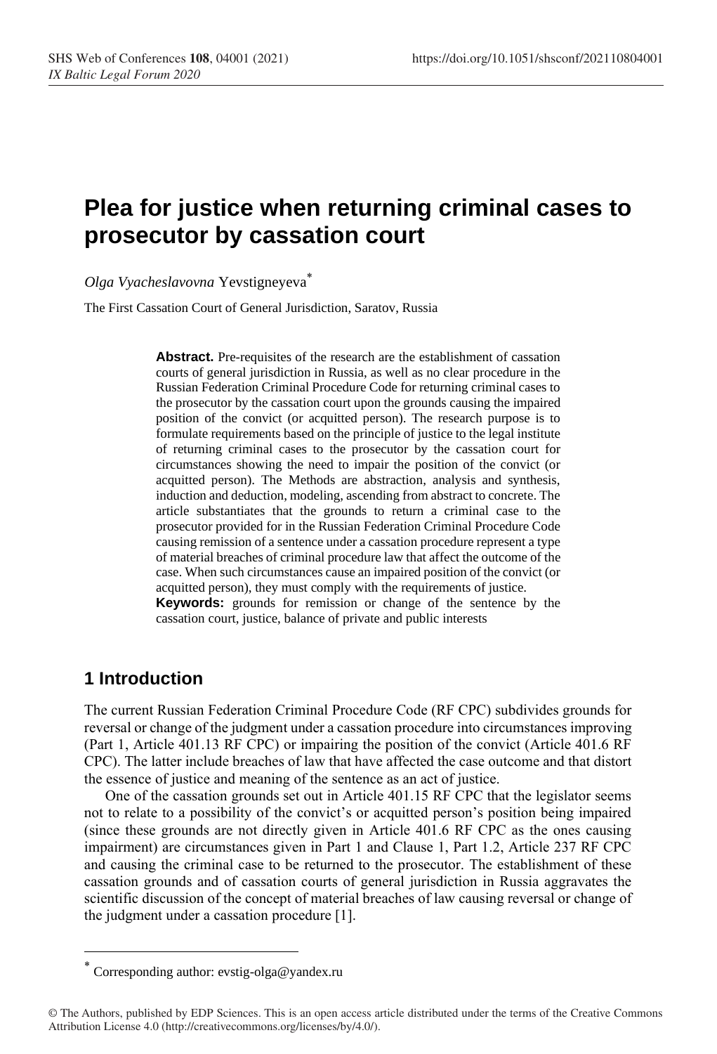# Plea for justice when returning criminal cases to prosecutor by cassation court

*Olga Vyacheslavovna* Yevstigneyeva[*]

The First Cassation Court of General Jurisdiction, Saratov, Russia

**Abstract.** Pre-requisites of the research are the establishment of cassation courts of general jurisdiction in Russia, as well as no clear procedure in the Russian Federation Criminal Procedure Code for returning criminal cases to the prosecutor by the cassation court upon the grounds causing the impaired position of the convict (or acquitted person). The research purpose is to formulate requirements based on the principle of justice to the legal institute of returning criminal cases to the prosecutor by the cassation court for circumstances showing the need to impair the position of the convict (or acquitted person). The Methods are abstraction, analysis and synthesis, induction and deduction, modeling, ascending from abstract to concrete. The article substantiates that the grounds to return a criminal case to the prosecutor provided for in the Russian Federation Criminal Procedure Code causing remission of a sentence under a cassation procedure represent a type of material breaches of criminal procedure law that affect the outcome of the case. When such circumstances cause an impaired position of the convict (or acquitted person), they must comply with the requirements of justice.

**Keywords:** grounds for remission or change of the sentence by the cassation court, justice, balance of private and public interests

## 1 Introduction

The current Russian Federation Criminal Procedure Code (RF CPC) subdivides grounds for reversal or change of the judgment under a cassation procedure into circumstances improving (Part 1, Article 401.13 RF CPC) or impairing the position of the convict (Article 401.6 RF CPC). The latter include breaches of law that have affected the case outcome and that distort the essence of justice and meaning of the sentence as an act of justice.

One of the cassation grounds set out in Article 401.15 RF CPC that the legislator seems not to relate to a possibility of the convict's or acquitted person's position being impaired (since these grounds are not directly given in Article 401.6 RF CPC as the ones causing impairment) are circumstances given in Part 1 and Clause 1, Part 1.2, Article 237 RF CPC and causing the criminal case to be returned to the prosecutor. The establishment of these cassation grounds and of cassation courts of general jurisdiction in Russia aggravates the scientific discussion of the concept of material breaches of law causing reversal or change of the judgment under a cassation procedure [1].

[*] Corresponding author: evstig-olga@yandex.ru

© The Authors, published by EDP Sciences. This is an open access article distributed under the terms of the Creative Commons Attribution License 4.0 (http://creativecommons.org/licenses/by/4.0/).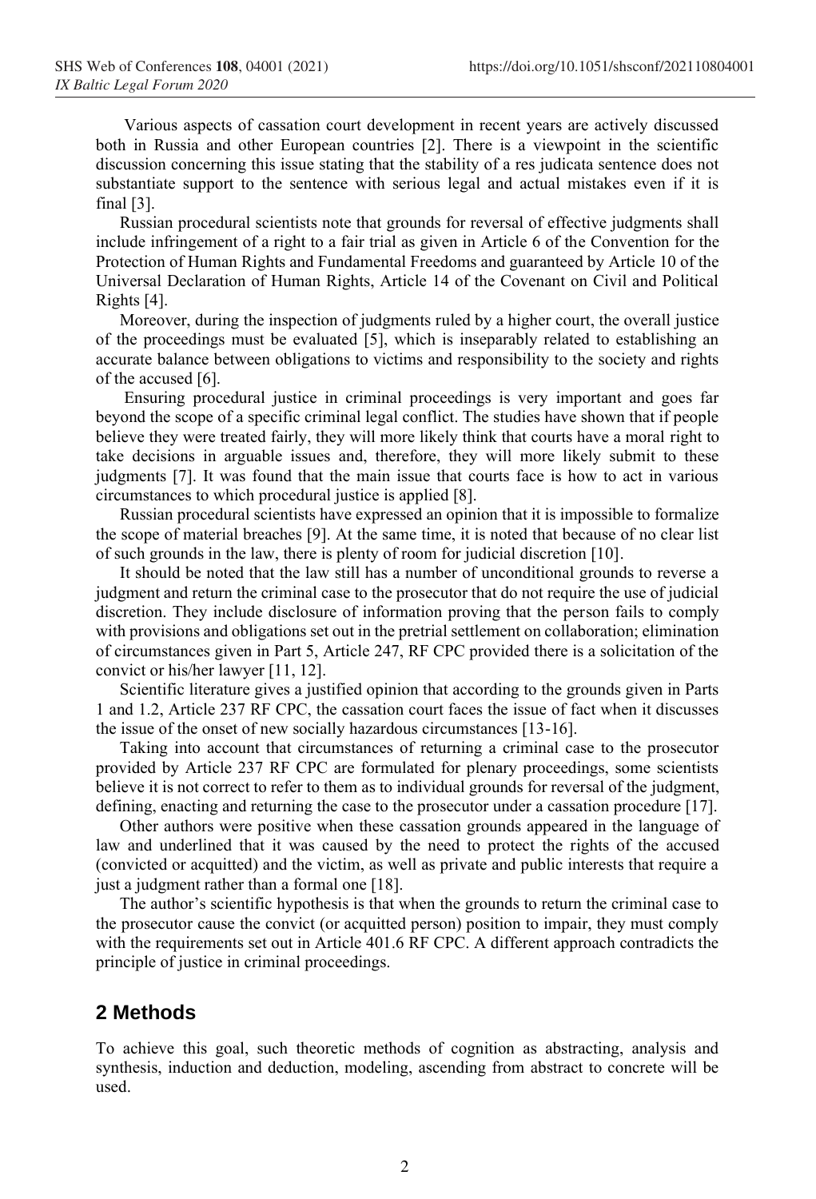Various aspects of cassation court development in recent years are actively discussed both in Russia and other European countries [2]. There is a viewpoint in the scientific discussion concerning this issue stating that the stability of a res judicata sentence does not substantiate support to the sentence with serious legal and actual mistakes even if it is final [3].

Russian procedural scientists note that grounds for reversal of effective judgments shall include infringement of a right to a fair trial as given in Article 6 of the Convention for the Protection of Human Rights and Fundamental Freedoms and guaranteed by Article 10 of the Universal Declaration of Human Rights, Article 14 of the Covenant on Civil and Political Rights [4].

Moreover, during the inspection of judgments ruled by a higher court, the overall justice of the proceedings must be evaluated [5], which is inseparably related to establishing an accurate balance between obligations to victims and responsibility to the society and rights of the accused [6].

Ensuring procedural justice in criminal proceedings is very important and goes far beyond the scope of a specific criminal legal conflict. The studies have shown that if people believe they were treated fairly, they will more likely think that courts have a moral right to take decisions in arguable issues and, therefore, they will more likely submit to these judgments [7]. It was found that the main issue that courts face is how to act in various circumstances to which procedural justice is applied [8].

Russian procedural scientists have expressed an opinion that it is impossible to formalize the scope of material breaches [9]. At the same time, it is noted that because of no clear list of such grounds in the law, there is plenty of room for judicial discretion [10].

It should be noted that the law still has a number of unconditional grounds to reverse a judgment and return the criminal case to the prosecutor that do not require the use of judicial discretion. They include disclosure of information proving that the person fails to comply with provisions and obligations set out in the pretrial settlement on collaboration; elimination of circumstances given in Part 5, Article 247, RF CPC provided there is a solicitation of the convict or his/her lawyer [11, 12].

Scientific literature gives a justified opinion that according to the grounds given in Parts 1 and 1.2, Article 237 RF CPC, the cassation court faces the issue of fact when it discusses the issue of the onset of new socially hazardous circumstances [13-16].

Taking into account that circumstances of returning a criminal case to the prosecutor provided by Article 237 RF CPC are formulated for plenary proceedings, some scientists believe it is not correct to refer to them as to individual grounds for reversal of the judgment, defining, enacting and returning the case to the prosecutor under a cassation procedure [17].

Other authors were positive when these cassation grounds appeared in the language of law and underlined that it was caused by the need to protect the rights of the accused (convicted or acquitted) and the victim, as well as private and public interests that require a just a judgment rather than a formal one [18].

The author's scientific hypothesis is that when the grounds to return the criminal case to the prosecutor cause the convict (or acquitted person) position to impair, they must comply with the requirements set out in Article 401.6 RF CPC. A different approach contradicts the principle of justice in criminal proceedings.

## 2 Methods

To achieve this goal, such theoretic methods of cognition as abstracting, analysis and synthesis, induction and deduction, modeling, ascending from abstract to concrete will be used.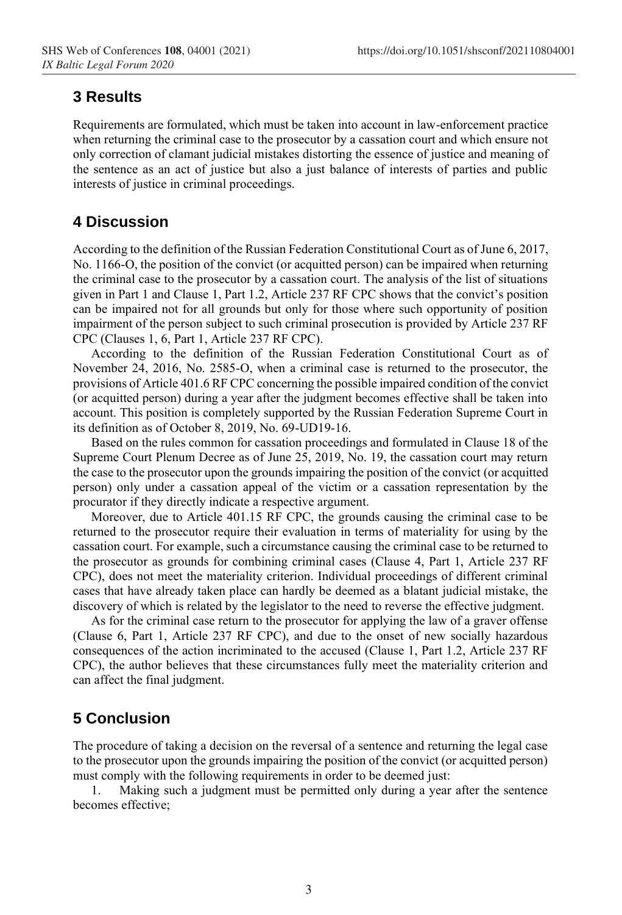## 3 Results

Requirements are formulated, which must be taken into account in law-enforcement practice when returning the criminal case to the prosecutor by a cassation court and which ensure not only correction of clamant judicial mistakes distorting the essence of justice and meaning of the sentence as an act of justice but also a just balance of interests of parties and public interests of justice in criminal proceedings.

## 4 Discussion

According to the definition of the Russian Federation Constitutional Court as of June 6, 2017, No. 1166-O, the position of the convict (or acquitted person) can be impaired when returning the criminal case to the prosecutor by a cassation court. The analysis of the list of situations given in Part 1 and Clause 1, Part 1.2, Article 237 RF CPC shows that the convict's position can be impaired not for all grounds but only for those where such opportunity of position impairment of the person subject to such criminal prosecution is provided by Article 237 RF CPC (Clauses 1, 6, Part 1, Article 237 RF CPC).

According to the definition of the Russian Federation Constitutional Court as of November 24, 2016, No. 2585-O, when a criminal case is returned to the prosecutor, the provisions of Article 401.6 RF CPC concerning the possible impaired condition of the convict (or acquitted person) during a year after the judgment becomes effective shall be taken into account. This position is completely supported by the Russian Federation Supreme Court in its definition as of October 8, 2019, No. 69-UD19-16.

Based on the rules common for cassation proceedings and formulated in Clause 18 of the Supreme Court Plenum Decree as of June 25, 2019, No. 19, the cassation court may return the case to the prosecutor upon the grounds impairing the position of the convict (or acquitted person) only under a cassation appeal of the victim or a cassation representation by the procurator if they directly indicate a respective argument.

Moreover, due to Article 401.15 RF CPC, the grounds causing the criminal case to be returned to the prosecutor require their evaluation in terms of materiality for using by the cassation court. For example, such a circumstance causing the criminal case to be returned to the prosecutor as grounds for combining criminal cases (Clause 4, Part 1, Article 237 RF CPC), does not meet the materiality criterion. Individual proceedings of different criminal cases that have already taken place can hardly be deemed as a blatant judicial mistake, the discovery of which is related by the legislator to the need to reverse the effective judgment.

As for the criminal case return to the prosecutor for applying the law of a graver offense (Clause 6, Part 1, Article 237 RF CPC), and due to the onset of new socially hazardous consequences of the action incriminated to the accused (Clause 1, Part 1.2, Article 237 RF CPC), the author believes that these circumstances fully meet the materiality criterion and can affect the final judgment.

## 5 Conclusion

The procedure of taking a decision on the reversal of a sentence and returning the legal case to the prosecutor upon the grounds impairing the position of the convict (or acquitted person) must comply with the following requirements in order to be deemed just:

1. Making such a judgment must be permitted only during a year after the sentence becomes effective;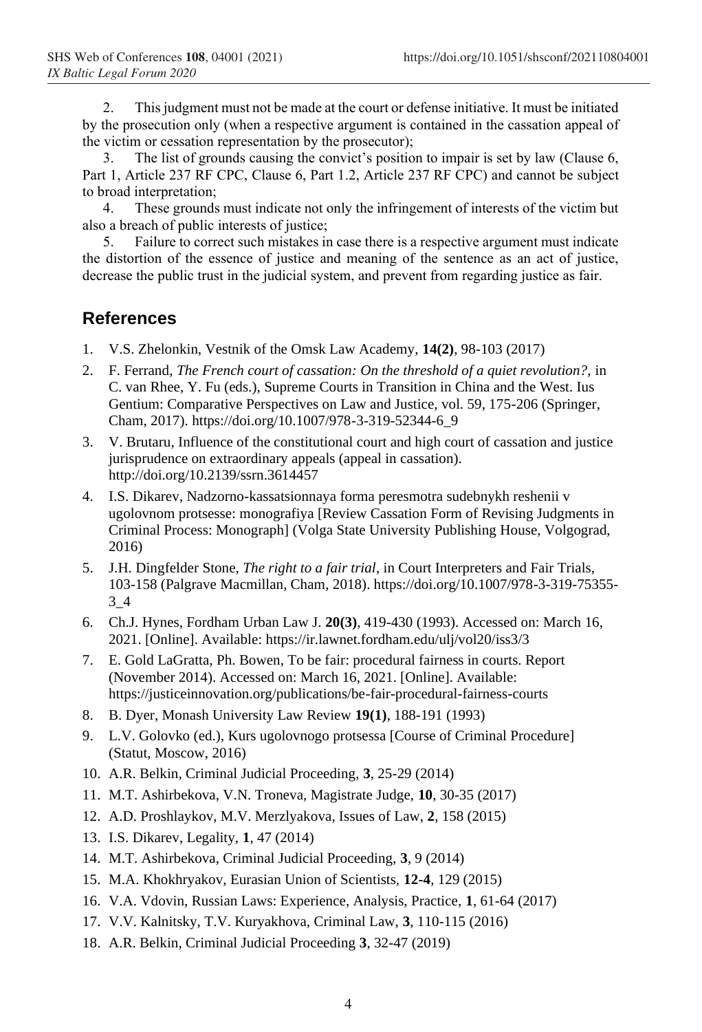2. This judgment must not be made at the court or defense initiative. It must be initiated by the prosecution only (when a respective argument is contained in the cassation appeal of the victim or cessation representation by the prosecutor);
3. The list of grounds causing the convict's position to impair is set by law (Clause 6, Part 1, Article 237 RF CPC, Clause 6, Part 1.2, Article 237 RF CPC) and cannot be subject to broad interpretation;
4. These grounds must indicate not only the infringement of interests of the victim but also a breach of public interests of justice;
5. Failure to correct such mistakes in case there is a respective argument must indicate the distortion of the essence of justice and meaning of the sentence as an act of justice, decrease the public trust in the judicial system, and prevent from regarding justice as fair.

## References

1. V.S. Zhelonkin, Vestnik of the Omsk Law Academy, **14(2)**, 98-103 (2017)
2. F. Ferrand, *The French court of cassation: On the threshold of a quiet revolution?,* in C. van Rhee, Y. Fu (eds.), Supreme Courts in Transition in China and the West. Ius Gentium: Comparative Perspectives on Law and Justice, vol. 59, 175-206 (Springer, Cham, 2017). https://doi.org/10.1007/978-3-319-52344-6_9
3. V. Brutaru, Influence of the constitutional court and high court of cassation and justice jurisprudence on extraordinary appeals (appeal in cassation). http://doi.org/10.2139/ssrn.3614457
4. I.S. Dikarev, Nadzorno-kassatsionnaya forma peresmotra sudebnykh reshenii v ugolovnom protsesse: monografiya [Review Cassation Form of Revising Judgments in Criminal Process: Monograph] (Volga State University Publishing House, Volgograd, 2016)
5. J.H. Dingfelder Stone, *The right to a fair trial*, in Court Interpreters and Fair Trials, 103-158 (Palgrave Macmillan, Cham, 2018). https://doi.org/10.1007/978-3-319-75355-3_4
6. Ch.J. Hynes, Fordham Urban Law J. **20(3)**, 419-430 (1993). Accessed on: March 16, 2021. [Online]. Available: https://ir.lawnet.fordham.edu/ulj/vol20/iss3/3
7. E. Gold LaGratta, Ph. Bowen, To be fair: procedural fairness in courts. Report (November 2014). Accessed on: March 16, 2021. [Online]. Available: https://justiceinnovation.org/publications/be-fair-procedural-fairness-courts
8. B. Dyer, Monash University Law Review **19(1)**, 188-191 (1993)
9. L.V. Golovko (ed.), Kurs ugolovnogo protsessa [Course of Criminal Procedure] (Statut, Moscow, 2016)
10. A.R. Belkin, Criminal Judicial Proceeding, **3**, 25-29 (2014)
11. M.T. Ashirbekova, V.N. Troneva, Magistrate Judge, **10**, 30-35 (2017)
12. A.D. Proshlaykov, M.V. Merzlyakova, Issues of Law, **2**, 158 (2015)
13. I.S. Dikarev, Legality, **1**, 47 (2014)
14. M.T. Ashirbekova, Criminal Judicial Proceeding, **3**, 9 (2014)
15. M.A. Khokhryakov, Eurasian Union of Scientists, **12-4**, 129 (2015)
16. V.A. Vdovin, Russian Laws: Experience, Analysis, Practice, **1**, 61-64 (2017)
17. V.V. Kalnitsky, T.V. Kuryakhova, Criminal Law, **3**, 110-115 (2016)
18. A.R. Belkin, Criminal Judicial Proceeding **3**, 32-47 (2019)